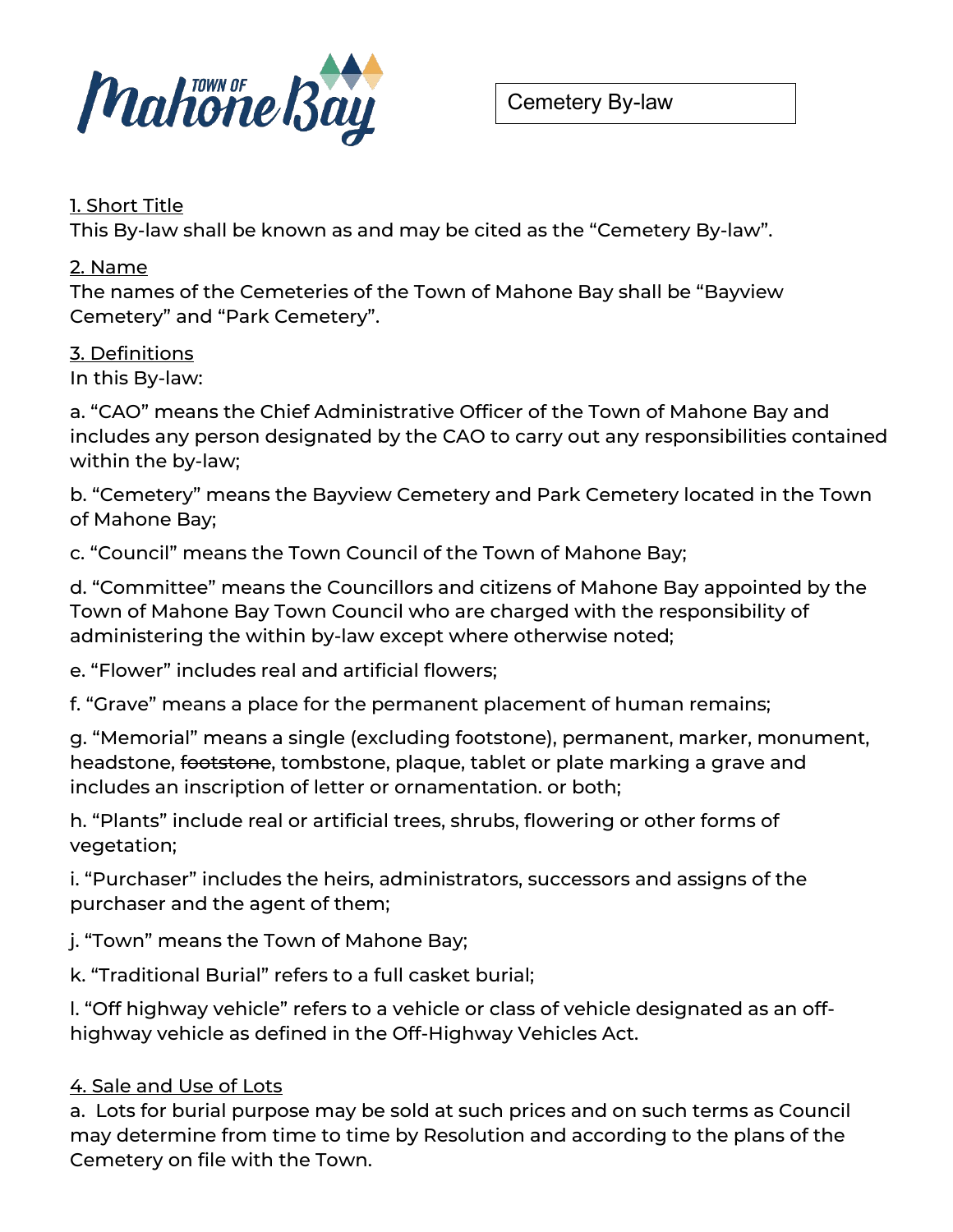Cemetery By-law

1. Short Title

This By-law shall be known as and may be cited as the "Cemetery By-law".

2. Name

The names of the Cemeteries of the Town of Mahone Bay shall be "Bayview Cemetery" and "Park Cemetery".

3. Definitions

In this By-law:

a. "CAO" means the Chief Administrative Officer of the Town of Mahone Bay and includes any person designated by the CAO to carry out any responsibilities contained within the by-law;

b. "Cemetery" means the Bayview Cemetery and Park Cemetery located in the Town of Mahone Bay;

c. "Council" means the Town Council of the Town of Mahone Bay;

d. "Committee" means the Councillors and citizens of Mahone Bay appointed by the Town of Mahone Bay Town Council who are charged with the responsibility of administering the within by-law except where otherwise noted;

e. "Flower" includes real and artificial flowers;

f. "Grave" means a place for the permanent placement of human remains;

g. "Memorial" means a single (excluding footstone), permanent, marker, monument, headstone, ~~footstone~~, tombstone, plaque, tablet or plate marking a grave and includes an inscription of letter or ornamentation. or both;

h. "Plants" include real or artificial trees, shrubs, flowering or other forms of vegetation;

i. "Purchaser" includes the heirs, administrators, successors and assigns of the purchaser and the agent of them;

j. "Town" means the Town of Mahone Bay;

k. "Traditional Burial" refers to a full casket burial;

l. "Off highway vehicle" refers to a vehicle or class of vehicle designated as an off-highway vehicle as defined in the Off-Highway Vehicles Act.

4. Sale and Use of Lots

a. Lots for burial purpose may be sold at such prices and on such terms as Council may determine from time to time by Resolution and according to the plans of the Cemetery on file with the Town.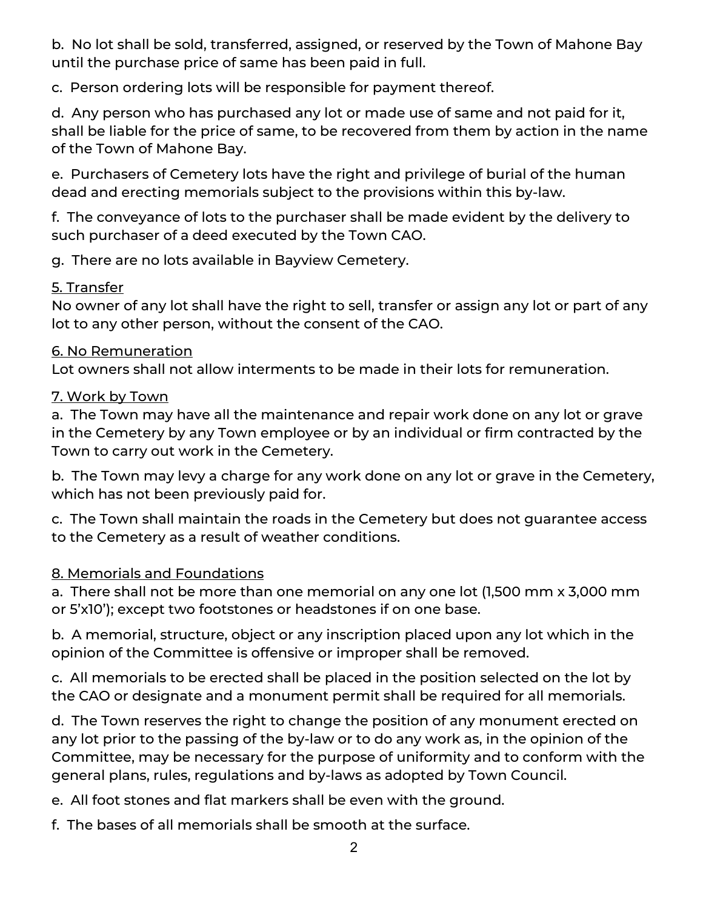b. No lot shall be sold, transferred, assigned, or reserved by the Town of Mahone Bay until the purchase price of same has been paid in full.

c. Person ordering lots will be responsible for payment thereof.

d. Any person who has purchased any lot or made use of same and not paid for it, shall be liable for the price of same, to be recovered from them by action in the name of the Town of Mahone Bay.

e. Purchasers of Cemetery lots have the right and privilege of burial of the human dead and erecting memorials subject to the provisions within this by-law.

f. The conveyance of lots to the purchaser shall be made evident by the delivery to such purchaser of a deed executed by the Town CAO.

g. There are no lots available in Bayview Cemetery.

<u>5. Transfer</u>
No owner of any lot shall have the right to sell, transfer or assign any lot or part of any lot to any other person, without the consent of the CAO.

<u>6. No Remuneration</u>
Lot owners shall not allow interments to be made in their lots for remuneration.

<u>7. Work by Town</u>
a. The Town may have all the maintenance and repair work done on any lot or grave in the Cemetery by any Town employee or by an individual or firm contracted by the Town to carry out work in the Cemetery.

b. The Town may levy a charge for any work done on any lot or grave in the Cemetery, which has not been previously paid for.

c. The Town shall maintain the roads in the Cemetery but does not guarantee access to the Cemetery as a result of weather conditions.

<u>8. Memorials and Foundations</u>
a. There shall not be more than one memorial on any one lot (1,500 mm x 3,000 mm or 5'x10'); except two footstones or headstones if on one base.

b. A memorial, structure, object or any inscription placed upon any lot which in the opinion of the Committee is offensive or improper shall be removed.

c. All memorials to be erected shall be placed in the position selected on the lot by the CAO or designate and a monument permit shall be required for all memorials.

d. The Town reserves the right to change the position of any monument erected on any lot prior to the passing of the by-law or to do any work as, in the opinion of the Committee, may be necessary for the purpose of uniformity and to conform with the general plans, rules, regulations and by-laws as adopted by Town Council.

e. All foot stones and flat markers shall be even with the ground.

f. The bases of all memorials shall be smooth at the surface.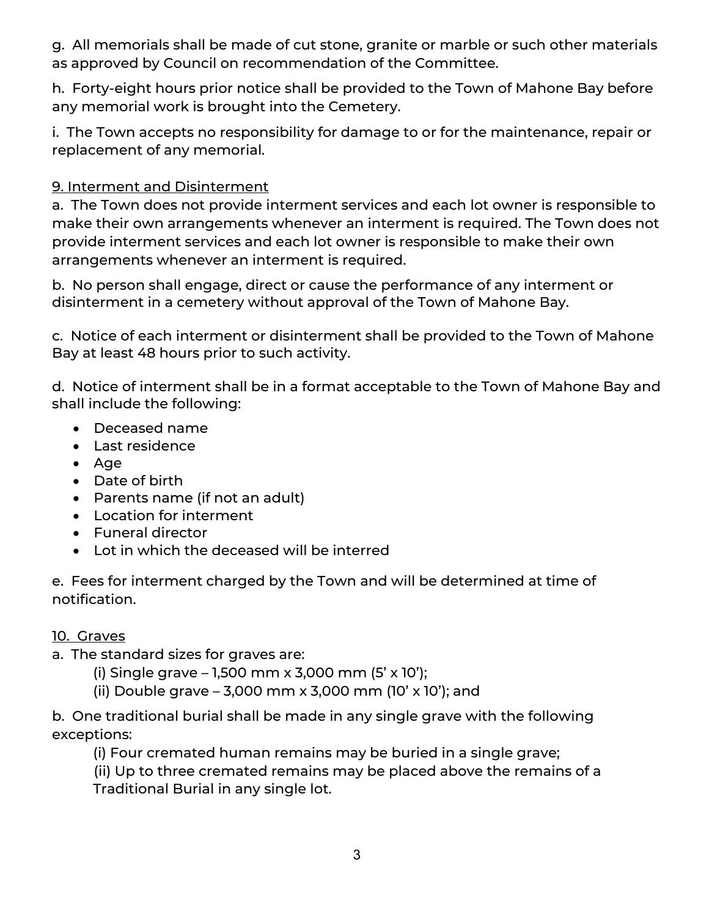g.  All memorials shall be made of cut stone, granite or marble or such other materials as approved by Council on recommendation of the Committee.

h.  Forty-eight hours prior notice shall be provided to the Town of Mahone Bay before any memorial work is brought into the Cemetery.

i.  The Town accepts no responsibility for damage to or for the maintenance, repair or replacement of any memorial.

<u>9. Interment and Disinterment</u>

a.  The Town does not provide interment services and each lot owner is responsible to make their own arrangements whenever an interment is required. The Town does not provide interment services and each lot owner is responsible to make their own arrangements whenever an interment is required.

b.  No person shall engage, direct or cause the performance of any interment or disinterment in a cemetery without approval of the Town of Mahone Bay.

c.  Notice of each interment or disinterment shall be provided to the Town of Mahone Bay at least 48 hours prior to such activity.

d.  Notice of interment shall be in a format acceptable to the Town of Mahone Bay and shall include the following:

- Deceased name
- Last residence
- Age
- Date of birth
- Parents name (if not an adult)
- Location for interment
- Funeral director
- Lot in which the deceased will be interred

e.  Fees for interment charged by the Town and will be determined at time of notification.

<u>10.  Graves</u>

a.  The standard sizes for graves are:

(i) Single grave – 1,500 mm x 3,000 mm (5' x 10');

(ii) Double grave – 3,000 mm x 3,000 mm (10' x 10'); and

b.  One traditional burial shall be made in any single grave with the following exceptions:

(i) Four cremated human remains may be buried in a single grave;

(ii) Up to three cremated remains may be placed above the remains of a Traditional Burial in any single lot.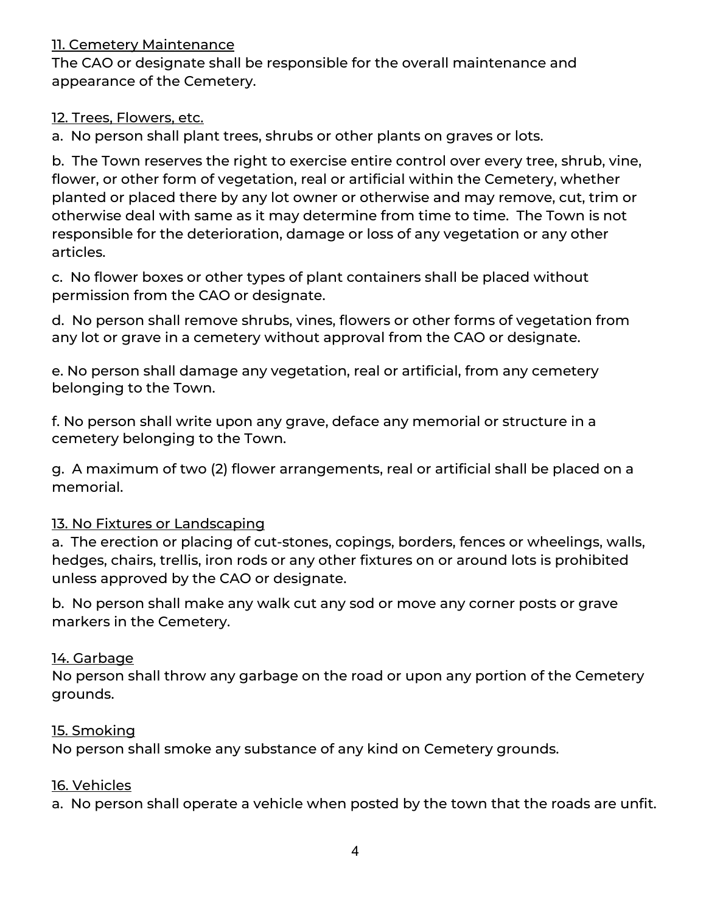<u>11. Cemetery Maintenance</u>
The CAO or designate shall be responsible for the overall maintenance and appearance of the Cemetery.

<u>12. Trees, Flowers, etc.</u>

a. No person shall plant trees, shrubs or other plants on graves or lots.

b. The Town reserves the right to exercise entire control over every tree, shrub, vine, flower, or other form of vegetation, real or artificial within the Cemetery, whether planted or placed there by any lot owner or otherwise and may remove, cut, trim or otherwise deal with same as it may determine from time to time. The Town is not responsible for the deterioration, damage or loss of any vegetation or any other articles.

c. No flower boxes or other types of plant containers shall be placed without permission from the CAO or designate.

d. No person shall remove shrubs, vines, flowers or other forms of vegetation from any lot or grave in a cemetery without approval from the CAO or designate.

e. No person shall damage any vegetation, real or artificial, from any cemetery belonging to the Town.

f. No person shall write upon any grave, deface any memorial or structure in a cemetery belonging to the Town.

g. A maximum of two (2) flower arrangements, real or artificial shall be placed on a memorial.

<u>13. No Fixtures or Landscaping</u>

a. The erection or placing of cut-stones, copings, borders, fences or wheelings, walls, hedges, chairs, trellis, iron rods or any other fixtures on or around lots is prohibited unless approved by the CAO or designate.

b. No person shall make any walk cut any sod or move any corner posts or grave markers in the Cemetery.

<u>14. Garbage</u>
No person shall throw any garbage on the road or upon any portion of the Cemetery grounds.

<u>15. Smoking</u>
No person shall smoke any substance of any kind on Cemetery grounds.

<u>16. Vehicles</u>

a. No person shall operate a vehicle when posted by the town that the roads are unfit.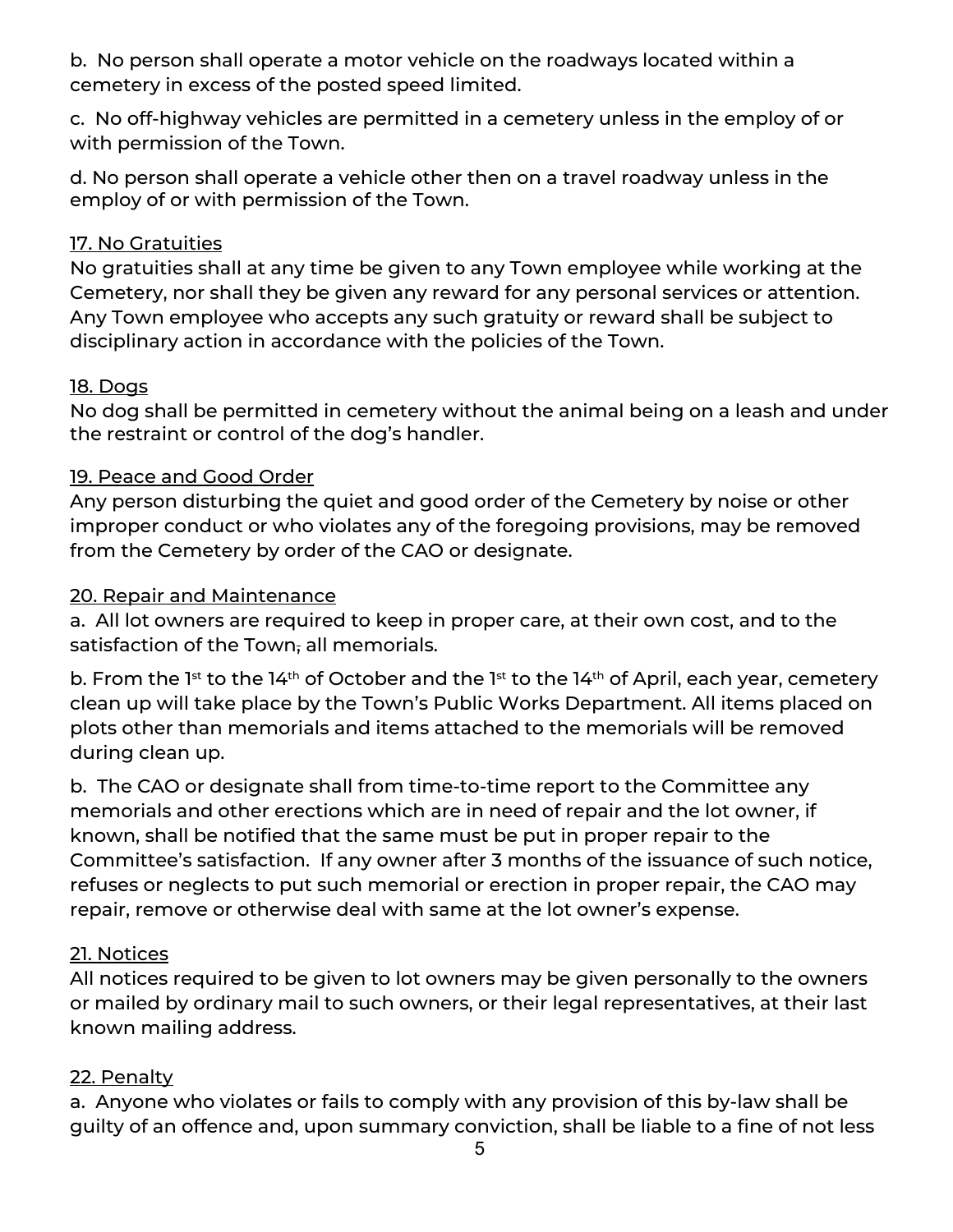b. No person shall operate a motor vehicle on the roadways located within a cemetery in excess of the posted speed limited.

c. No off-highway vehicles are permitted in a cemetery unless in the employ of or with permission of the Town.

d. No person shall operate a vehicle other then on a travel roadway unless in the employ of or with permission of the Town.

<u>17. No Gratuities</u>

No gratuities shall at any time be given to any Town employee while working at the Cemetery, nor shall they be given any reward for any personal services or attention. Any Town employee who accepts any such gratuity or reward shall be subject to disciplinary action in accordance with the policies of the Town.

<u>18. Dogs</u>

No dog shall be permitted in cemetery without the animal being on a leash and under the restraint or control of the dog's handler.

<u>19. Peace and Good Order</u>

Any person disturbing the quiet and good order of the Cemetery by noise or other improper conduct or who violates any of the foregoing provisions, may be removed from the Cemetery by order of the CAO or designate.

<u>20. Repair and Maintenance</u>

a. All lot owners are required to keep in proper care, at their own cost, and to the satisfaction of the Town, all memorials.

b. From the 1st to the 14th of October and the 1st to the 14th of April, each year, cemetery clean up will take place by the Town's Public Works Department. All items placed on plots other than memorials and items attached to the memorials will be removed during clean up.

b. The CAO or designate shall from time-to-time report to the Committee any memorials and other erections which are in need of repair and the lot owner, if known, shall be notified that the same must be put in proper repair to the Committee's satisfaction. If any owner after 3 months of the issuance of such notice, refuses or neglects to put such memorial or erection in proper repair, the CAO may repair, remove or otherwise deal with same at the lot owner's expense.

<u>21. Notices</u>

All notices required to be given to lot owners may be given personally to the owners or mailed by ordinary mail to such owners, or their legal representatives, at their last known mailing address.

<u>22. Penalty</u>

a. Anyone who violates or fails to comply with any provision of this by-law shall be guilty of an offence and, upon summary conviction, shall be liable to a fine of not less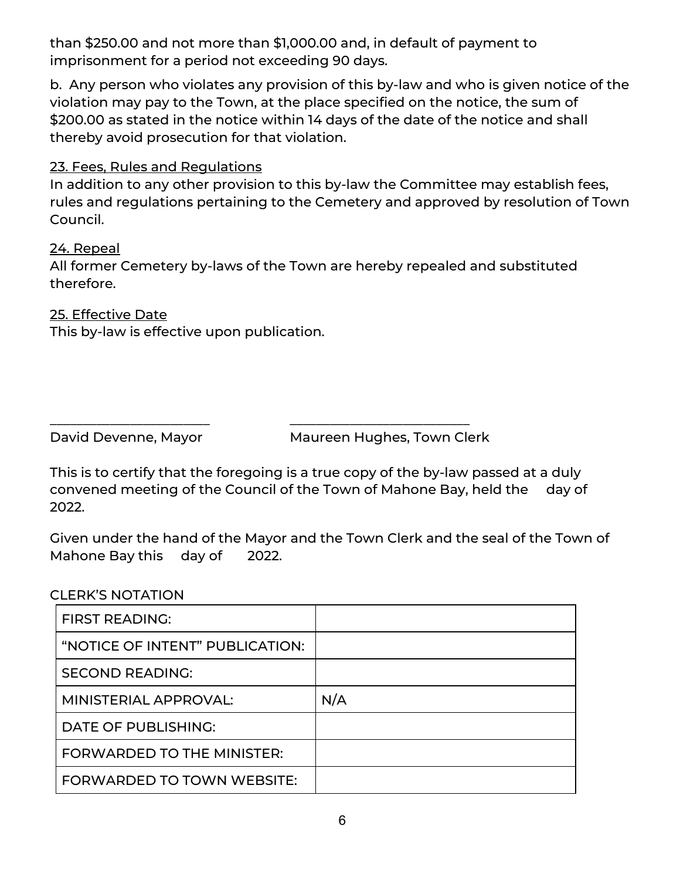than $250.00 and not more than $1,000.00 and, in default of payment to imprisonment for a period not exceeding 90 days.

b. Any person who violates any provision of this by-law and who is given notice of the violation may pay to the Town, at the place specified on the notice, the sum of $200.00 as stated in the notice within 14 days of the date of the notice and shall thereby avoid prosecution for that violation.

23. Fees, Rules and Regulations
In addition to any other provision to this by-law the Committee may establish fees, rules and regulations pertaining to the Cemetery and approved by resolution of Town Council.

24. Repeal
All former Cemetery by-laws of the Town are hereby repealed and substituted therefore.

25. Effective Date
This by-law is effective upon publication.

_______________________ _________________________
David Devenne, Mayor Maureen Hughes, Town Clerk

This is to certify that the foregoing is a true copy of the by-law passed at a duly convened meeting of the Council of the Town of Mahone Bay, held the day of 2022.

Given under the hand of the Mayor and the Town Clerk and the seal of the Town of Mahone Bay this day of 2022.

CLERK'S NOTATION

| | |
|---|---|
| FIRST READING: | |
| "NOTICE OF INTENT" PUBLICATION: | |
| SECOND READING: | |
| MINISTERIAL APPROVAL: | N/A |
| DATE OF PUBLISHING: | |
| FORWARDED TO THE MINISTER: | |
| FORWARDED TO TOWN WEBSITE: | |